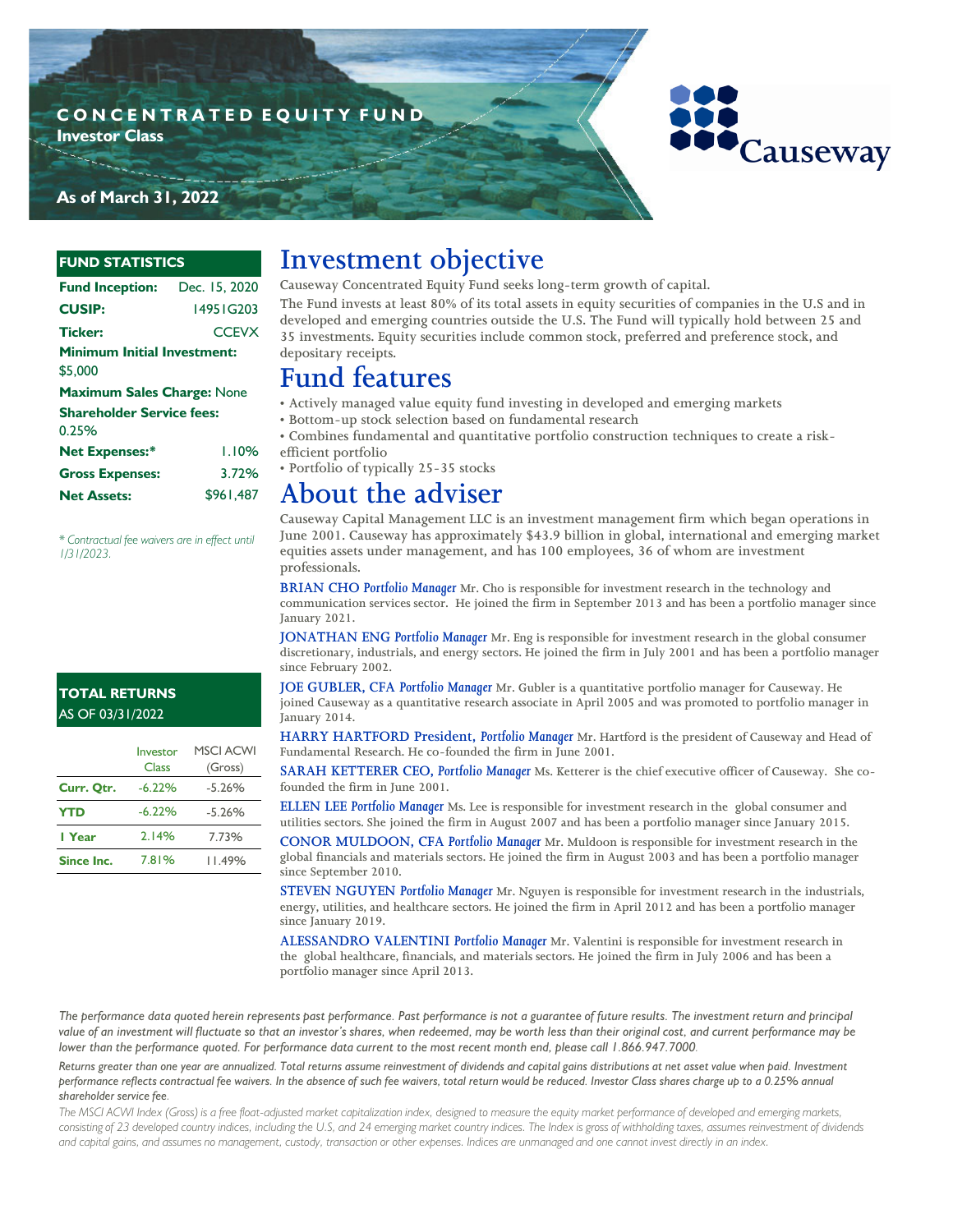# CONCENTRATED EQUITY FUND

**Investor Class**

**As of March 31, 2022**

Causeway

## FUND STATISTICS

| | |
|---|---|
| **Fund Inception:** | Dec. 15, 2020 |
| **CUSIP:** | 14951G203 |
| **Ticker:** | CCEVX |
| **Minimum Initial Investment:** | $5,000 |
| **Maximum Sales Charge:** | None |
| **Shareholder Service fees:** | 0.25% |
| **Net Expenses:*** | 1.10% |
| **Gross Expenses:** | 3.72% |
| **Net Assets:** | $961,487 |

*\* Contractual fee waivers are in effect until 1/31/2023.*

## TOTAL RETURNS AS OF 03/31/2022

| | Investor Class | MSCI ACWI (Gross) |
|---|---|---|
| **Curr. Qtr.** | -6.22% | -5.26% |
| **YTD** | -6.22% | -5.26% |
| **1 Year** | 2.14% | 7.73% |
| **Since Inc.** | 7.81% | 11.49% |

# Investment objective

Causeway Concentrated Equity Fund seeks long-term growth of capital.

The Fund invests at least 80% of its total assets in equity securities of companies in the U.S and in developed and emerging countries outside the U.S. The Fund will typically hold between 25 and 35 investments. Equity securities include common stock, preferred and preference stock, and depositary receipts.

# Fund features

- Actively managed value equity fund investing in developed and emerging markets
- Bottom-up stock selection based on fundamental research
- Combines fundamental and quantitative portfolio construction techniques to create a risk-efficient portfolio
- Portfolio of typically 25-35 stocks

# About the adviser

Causeway Capital Management LLC is an investment management firm which began operations in June 2001. Causeway has approximately $43.9 billion in global, international and emerging market equities assets under management, and has 100 employees, 36 of whom are investment professionals.

**BRIAN CHO** *Portfolio Manager* Mr. Cho is responsible for investment research in the technology and communication services sector. He joined the firm in September 2013 and has been a portfolio manager since January 2021.

**JONATHAN ENG** *Portfolio Manager* Mr. Eng is responsible for investment research in the global consumer discretionary, industrials, and energy sectors. He joined the firm in July 2001 and has been a portfolio manager since February 2002.

**JOE GUBLER, CFA** *Portfolio Manager* Mr. Gubler is a quantitative portfolio manager for Causeway. He joined Causeway as a quantitative research associate in April 2005 and was promoted to portfolio manager in January 2014.

**HARRY HARTFORD President,** *Portfolio Manager* Mr. Hartford is the president of Causeway and Head of Fundamental Research. He co-founded the firm in June 2001.

**SARAH KETTERER CEO,** *Portfolio Manager* Ms. Ketterer is the chief executive officer of Causeway. She co-founded the firm in June 2001.

**ELLEN LEE** *Portfolio Manager* Ms. Lee is responsible for investment research in the global consumer and utilities sectors. She joined the firm in August 2007 and has been a portfolio manager since January 2015.

**CONOR MULDOON, CFA** *Portfolio Manager* Mr. Muldoon is responsible for investment research in the global financials and materials sectors. He joined the firm in August 2003 and has been a portfolio manager since September 2010.

**STEVEN NGUYEN** *Portfolio Manager* Mr. Nguyen is responsible for investment research in the industrials, energy, utilities, and healthcare sectors. He joined the firm in April 2012 and has been a portfolio manager since January 2019.

**ALESSANDRO VALENTINI** *Portfolio Manager* Mr. Valentini is responsible for investment research in the global healthcare, financials, and materials sectors. He joined the firm in July 2006 and has been a portfolio manager since April 2013.

*The performance data quoted herein represents past performance. Past performance is not a guarantee of future results. The investment return and principal value of an investment will fluctuate so that an investor's shares, when redeemed, may be worth less than their original cost, and current performance may be lower than the performance quoted. For performance data current to the most recent month end, please call 1.866.947.7000.*

*Returns greater than one year are annualized. Total returns assume reinvestment of dividends and capital gains distributions at net asset value when paid. Investment performance reflects contractual fee waivers. In the absence of such fee waivers, total return would be reduced. Investor Class shares charge up to a 0.25% annual shareholder service fee.*

*The MSCI ACWI Index (Gross) is a free float-adjusted market capitalization index, designed to measure the equity market performance of developed and emerging markets, consisting of 23 developed country indices, including the U.S, and 24 emerging market country indices. The Index is gross of withholding taxes, assumes reinvestment of dividends and capital gains, and assumes no management, custody, transaction or other expenses. Indices are unmanaged and one cannot invest directly in an index.*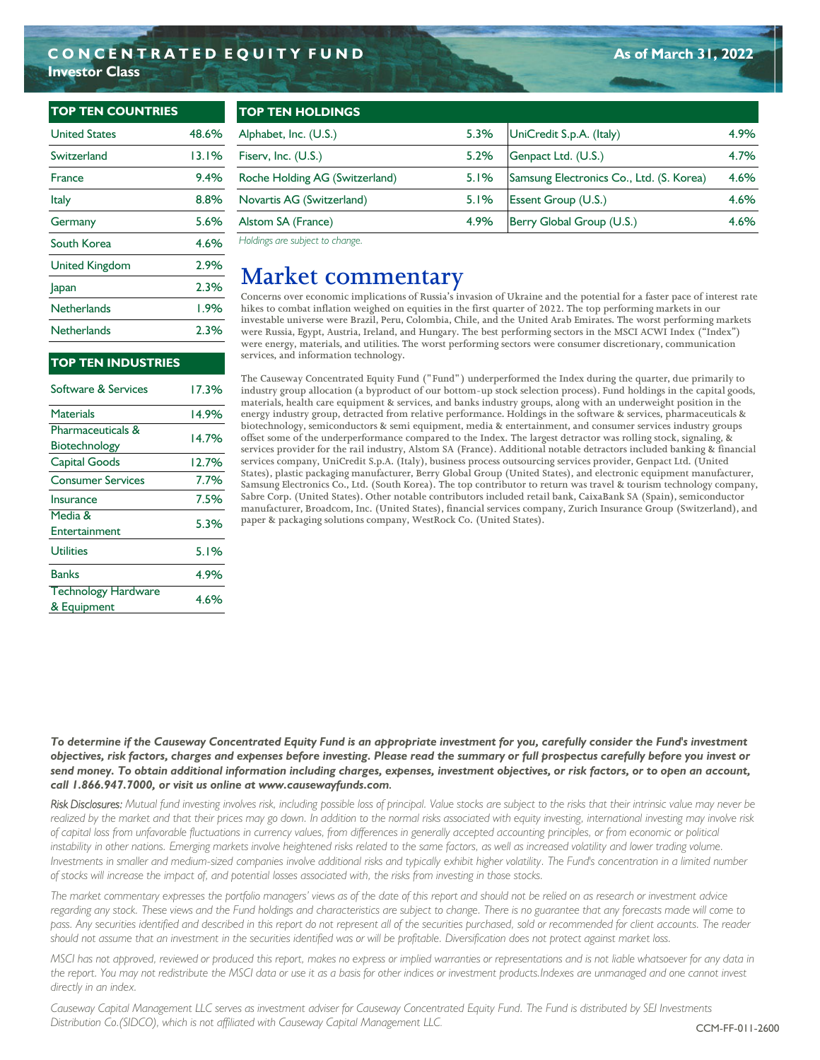# CONCENTRATED EQUITY FUND

**Investor Class**

**As of March 31, 2022**

## TOP TEN COUNTRIES

| | |
|---|---|
| United States | 48.6% |
| Switzerland | 13.1% |
| France | 9.4% |
| Italy | 8.8% |
| Germany | 5.6% |
| South Korea | 4.6% |
| United Kingdom | 2.9% |
| Japan | 2.3% |
| Netherlands | 1.9% |
| Netherlands | 2.3% |

## TOP TEN INDUSTRIES

| | |
|---|---|
| Software & Services | 17.3% |
| Materials | 14.9% |
| Pharmaceuticals & Biotechnology | 14.7% |
| Capital Goods | 12.7% |
| Consumer Services | 7.7% |
| Insurance | 7.5% |
| Media & Entertainment | 5.3% |
| Utilities | 5.1% |
| Banks | 4.9% |
| Technology Hardware & Equipment | 4.6% |

## TOP TEN HOLDINGS

| | | | |
|---|---|---|---|
| Alphabet, Inc. (U.S.) | 5.3% | UniCredit S.p.A. (Italy) | 4.9% |
| Fiserv, Inc. (U.S.) | 5.2% | Genpact Ltd. (U.S.) | 4.7% |
| Roche Holding AG (Switzerland) | 5.1% | Samsung Electronics Co., Ltd. (S. Korea) | 4.6% |
| Novartis AG (Switzerland) | 5.1% | Essent Group (U.S.) | 4.6% |
| Alstom SA (France) | 4.9% | Berry Global Group (U.S.) | 4.6% |

*Holdings are subject to change.*

# Market commentary

Concerns over economic implications of Russia's invasion of Ukraine and the potential for a faster pace of interest rate hikes to combat inflation weighed on equities in the first quarter of 2022. The top performing markets in our investable universe were Brazil, Peru, Colombia, Chile, and the United Arab Emirates. The worst performing markets were Russia, Egypt, Austria, Ireland, and Hungary. The best performing sectors in the MSCI ACWI Index ("Index") were energy, materials, and utilities. The worst performing sectors were consumer discretionary, communication services, and information technology.

The Causeway Concentrated Equity Fund ("Fund") underperformed the Index during the quarter, due primarily to industry group allocation (a byproduct of our bottom-up stock selection process). Fund holdings in the capital goods, materials, health care equipment & services, and banks industry groups, along with an underweight position in the energy industry group, detracted from relative performance. Holdings in the software & services, pharmaceuticals & biotechnology, semiconductors & semi equipment, media & entertainment, and consumer services industry groups offset some of the underperformance compared to the Index. The largest detractor was rolling stock, signaling, & services provider for the rail industry, Alstom SA (France). Additional notable detractors included banking & financial services company, UniCredit S.p.A. (Italy), business process outsourcing services provider, Genpact Ltd. (United States), plastic packaging manufacturer, Berry Global Group (United States), and electronic equipment manufacturer, Samsung Electronics Co., Ltd. (South Korea). The top contributor to return was travel & tourism technology company, Sabre Corp. (United States). Other notable contributors included retail bank, CaixaBank SA (Spain), semiconductor manufacturer, Broadcom, Inc. (United States), financial services company, Zurich Insurance Group (Switzerland), and paper & packaging solutions company, WestRock Co. (United States).

***To determine if the Causeway Concentrated Equity Fund is an appropriate investment for you, carefully consider the Fund's investment objectives, risk factors, charges and expenses before investing. Please read the summary or full prospectus carefully before you invest or send money. To obtain additional information including charges, expenses, investment objectives, or risk factors, or to open an account, call 1.866.947.7000, or visit us online at www.causewayfunds.com.***

*Risk Disclosures: Mutual fund investing involves risk, including possible loss of principal. Value stocks are subject to the risks that their intrinsic value may never be realized by the market and that their prices may go down. In addition to the normal risks associated with equity investing, international investing may involve risk of capital loss from unfavorable fluctuations in currency values, from differences in generally accepted accounting principles, or from economic or political instability in other nations. Emerging markets involve heightened risks related to the same factors, as well as increased volatility and lower trading volume. Investments in smaller and medium-sized companies involve additional risks and typically exhibit higher volatility. The Fund's concentration in a limited number of stocks will increase the impact of, and potential losses associated with, the risks from investing in those stocks.*

*The market commentary expresses the portfolio managers' views as of the date of this report and should not be relied on as research or investment advice regarding any stock. These views and the Fund holdings and characteristics are subject to change. There is no guarantee that any forecasts made will come to pass. Any securities identified and described in this report do not represent all of the securities purchased, sold or recommended for client accounts. The reader should not assume that an investment in the securities identified was or will be profitable. Diversification does not protect against market loss.*

*MSCI has not approved, reviewed or produced this report, makes no express or implied warranties or representations and is not liable whatsoever for any data in the report. You may not redistribute the MSCI data or use it as a basis for other indices or investment products.Indexes are unmanaged and one cannot invest directly in an index.*

*Causeway Capital Management LLC serves as investment adviser for Causeway Concentrated Equity Fund. The Fund is distributed by SEI Investments Distribution Co.(SIDCO), which is not affiliated with Causeway Capital Management LLC.*

CCM-FF-011-2600